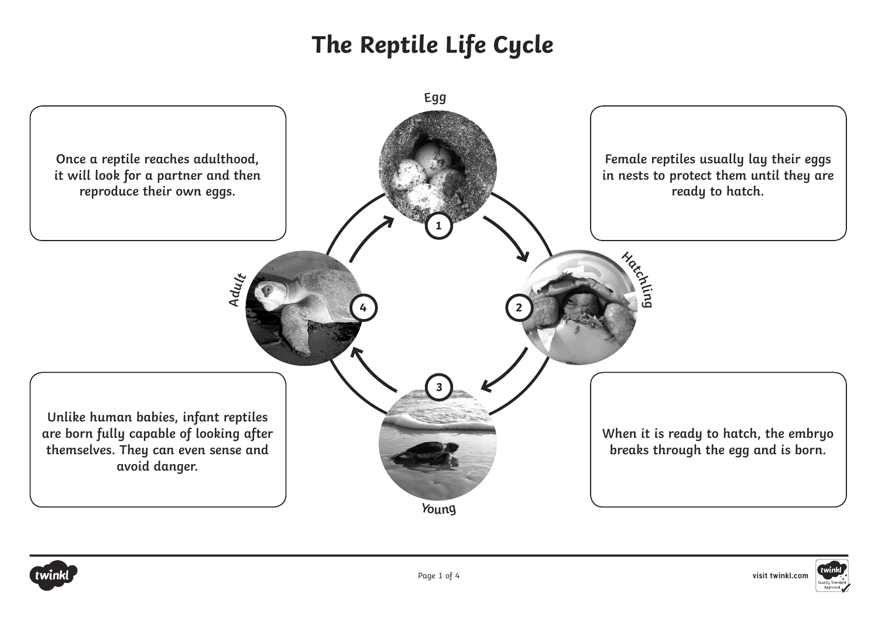# The Reptile Life Cycle

1. Egg

Female reptiles usually lay their eggs in nests to protect them until they are ready to hatch.

2. Hatchling

When it is ready to hatch, the embryo breaks through the egg and is born.

3. Young

Unlike human babies, infant reptiles are born fully capable of looking after themselves. They can even sense and avoid danger.

4. Adult

Once a reptile reaches adulthood, it will look for a partner and then reproduce their own eggs.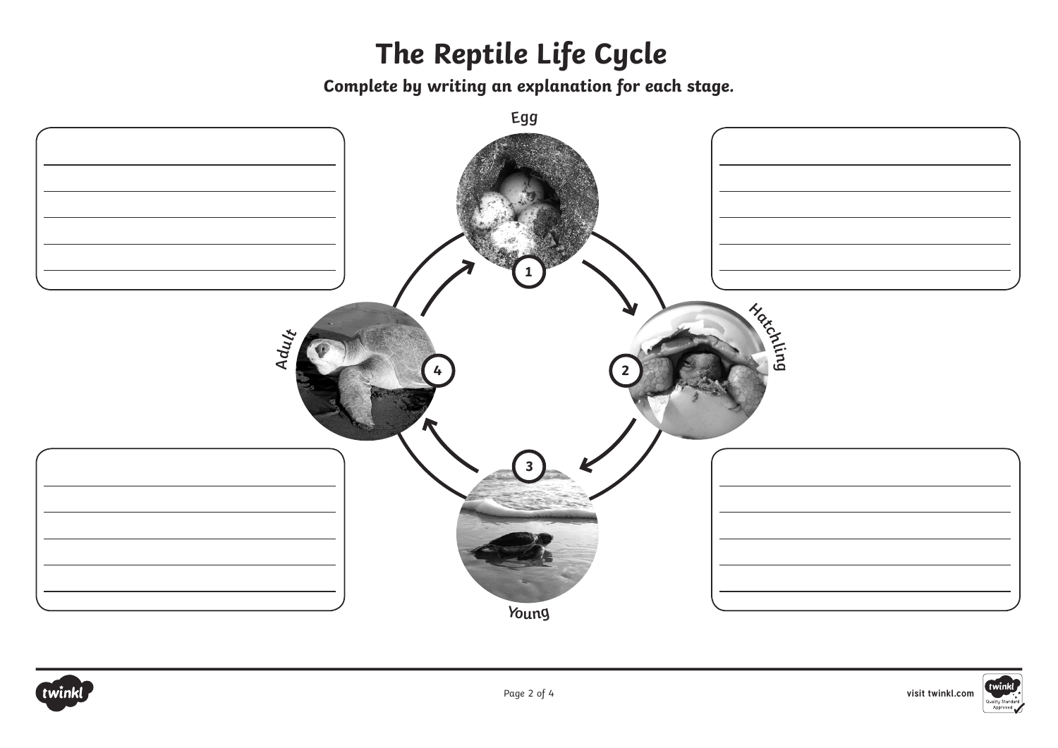# The Reptile Life Cycle

**Complete by writing an explanation for each stage.**

1. Egg

2. Hatchling

3. Young

4. Adult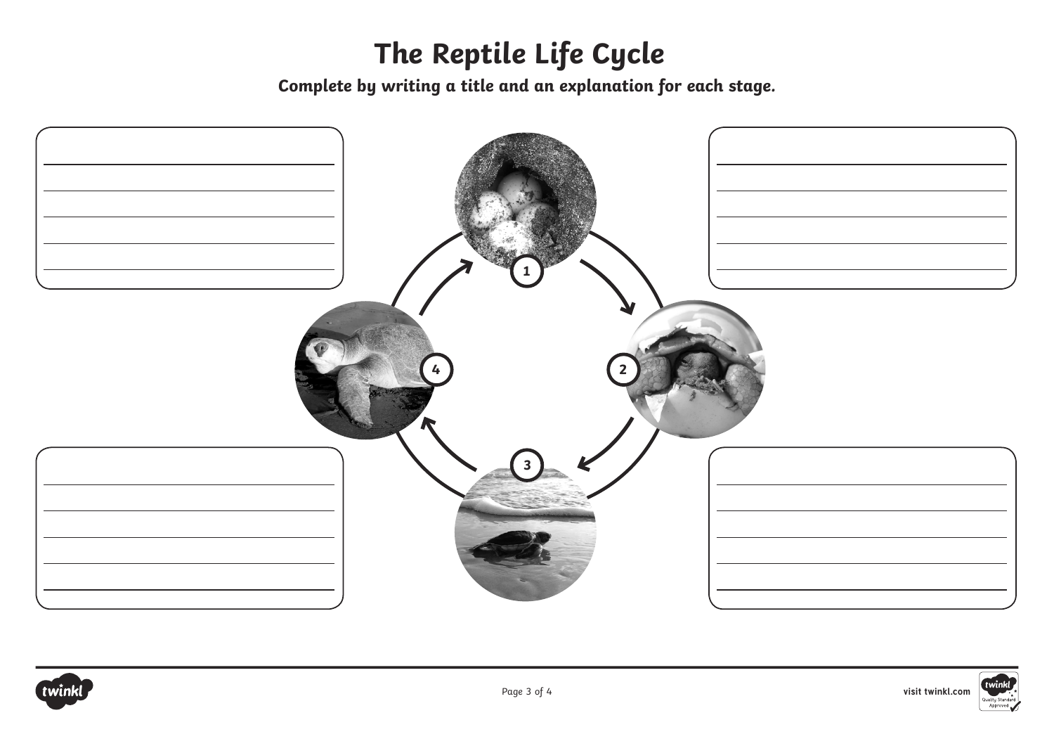# The Reptile Life Cycle

**Complete by writing a title and an explanation for each stage.**

1

2

3

4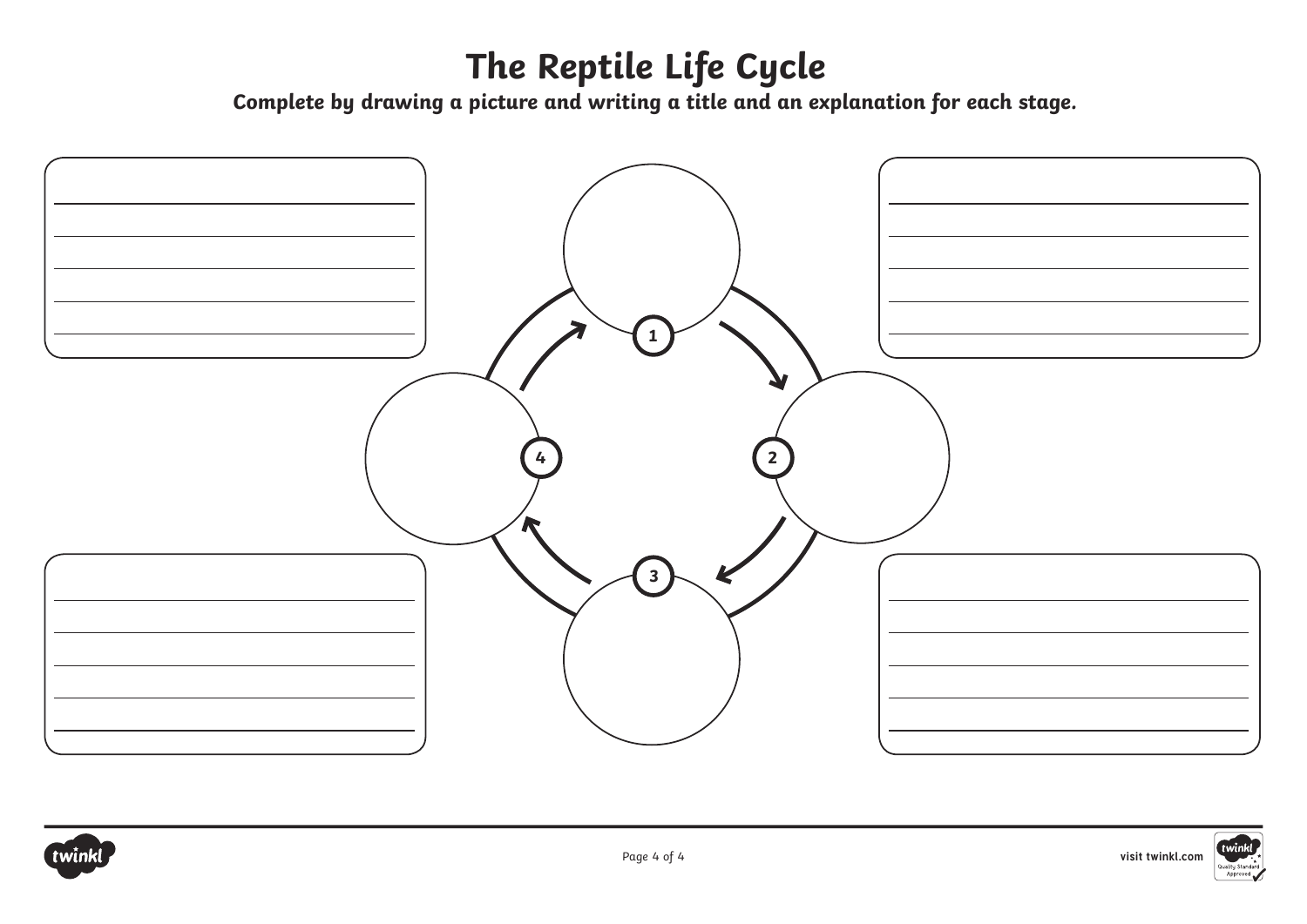# The Reptile Life Cycle

**Complete by drawing a picture and writing a title and an explanation for each stage.**

1

2

3

4